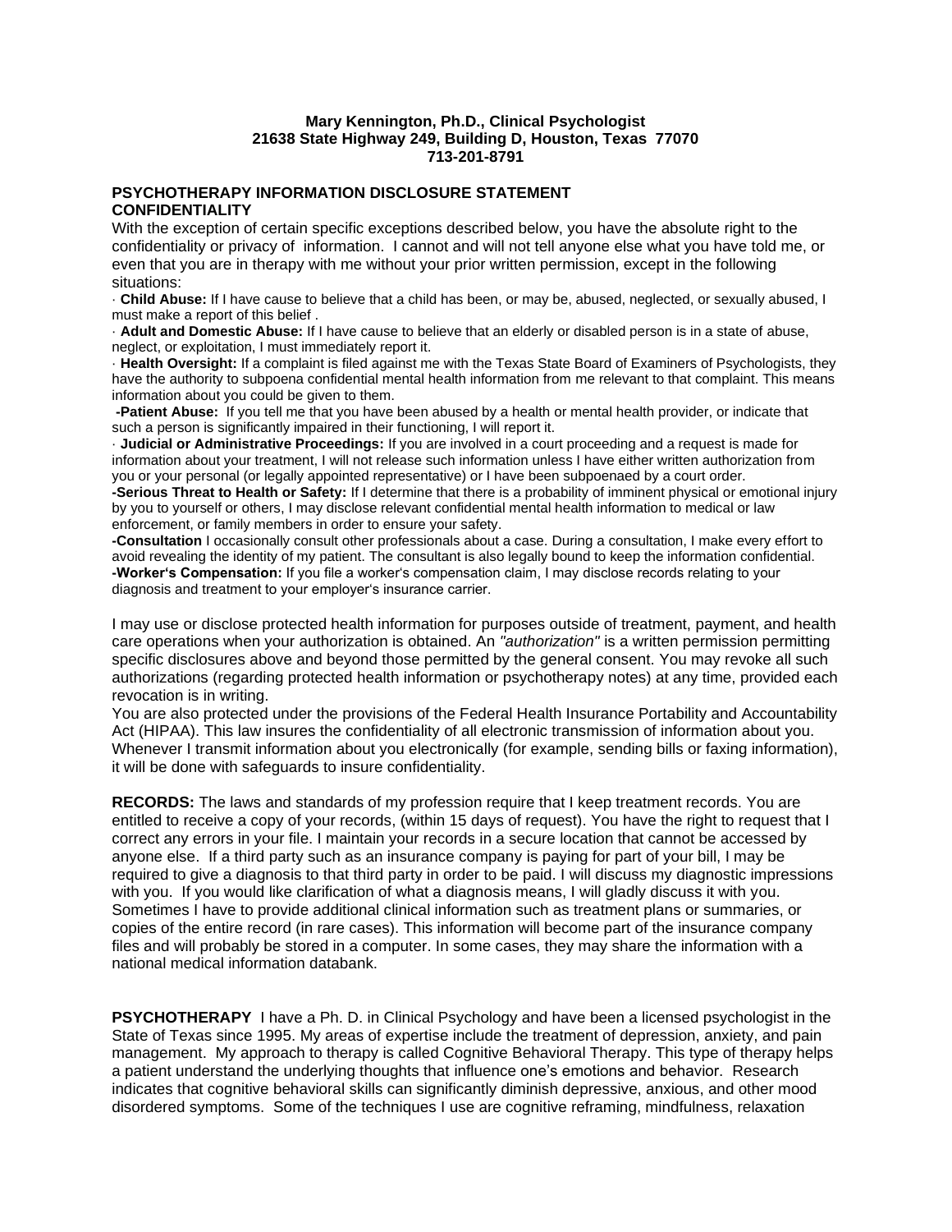**Mary Kennington, Ph.D., Clinical Psychologist**
**21638 State Highway 249, Building D, Houston, Texas 77070**
**713-201-8791**

## PSYCHOTHERAPY INFORMATION DISCLOSURE STATEMENT

### CONFIDENTIALITY

With the exception of certain specific exceptions described below, you have the absolute right to the confidentiality or privacy of information. I cannot and will not tell anyone else what you have told me, or even that you are in therapy with me without your prior written permission, except in the following situations:

· **Child Abuse:** If I have cause to believe that a child has been, or may be, abused, neglected, or sexually abused, I must make a report of this belief .

· **Adult and Domestic Abuse:** If I have cause to believe that an elderly or disabled person is in a state of abuse, neglect, or exploitation, I must immediately report it.

· **Health Oversight:** If a complaint is filed against me with the Texas State Board of Examiners of Psychologists, they have the authority to subpoena confidential mental health information from me relevant to that complaint. This means information about you could be given to them.

**-Patient Abuse:** If you tell me that you have been abused by a health or mental health provider, or indicate that such a person is significantly impaired in their functioning, I will report it.

· **Judicial or Administrative Proceedings:** If you are involved in a court proceeding and a request is made for information about your treatment, I will not release such information unless I have either written authorization from you or your personal (or legally appointed representative) or I have been subpoenaed by a court order.

**-Serious Threat to Health or Safety:** If I determine that there is a probability of imminent physical or emotional injury by you to yourself or others, I may disclose relevant confidential mental health information to medical or law enforcement, or family members in order to ensure your safety.

**-Consultation** I occasionally consult other professionals about a case. During a consultation, I make every effort to avoid revealing the identity of my patient. The consultant is also legally bound to keep the information confidential.

**-Worker's Compensation:** If you file a worker's compensation claim, I may disclose records relating to your diagnosis and treatment to your employer's insurance carrier.

I may use or disclose protected health information for purposes outside of treatment, payment, and health care operations when your authorization is obtained. An *"authorization"* is a written permission permitting specific disclosures above and beyond those permitted by the general consent. You may revoke all such authorizations (regarding protected health information or psychotherapy notes) at any time, provided each revocation is in writing.

You are also protected under the provisions of the Federal Health Insurance Portability and Accountability Act (HIPAA). This law insures the confidentiality of all electronic transmission of information about you. Whenever I transmit information about you electronically (for example, sending bills or faxing information), it will be done with safeguards to insure confidentiality.

**RECORDS:** The laws and standards of my profession require that I keep treatment records. You are entitled to receive a copy of your records, (within 15 days of request). You have the right to request that I correct any errors in your file. I maintain your records in a secure location that cannot be accessed by anyone else. If a third party such as an insurance company is paying for part of your bill, I may be required to give a diagnosis to that third party in order to be paid. I will discuss my diagnostic impressions with you. If you would like clarification of what a diagnosis means, I will gladly discuss it with you. Sometimes I have to provide additional clinical information such as treatment plans or summaries, or copies of the entire record (in rare cases). This information will become part of the insurance company files and will probably be stored in a computer. In some cases, they may share the information with a national medical information databank.

**PSYCHOTHERAPY** I have a Ph. D. in Clinical Psychology and have been a licensed psychologist in the State of Texas since 1995. My areas of expertise include the treatment of depression, anxiety, and pain management. My approach to therapy is called Cognitive Behavioral Therapy. This type of therapy helps a patient understand the underlying thoughts that influence one's emotions and behavior. Research indicates that cognitive behavioral skills can significantly diminish depressive, anxious, and other mood disordered symptoms. Some of the techniques I use are cognitive reframing, mindfulness, relaxation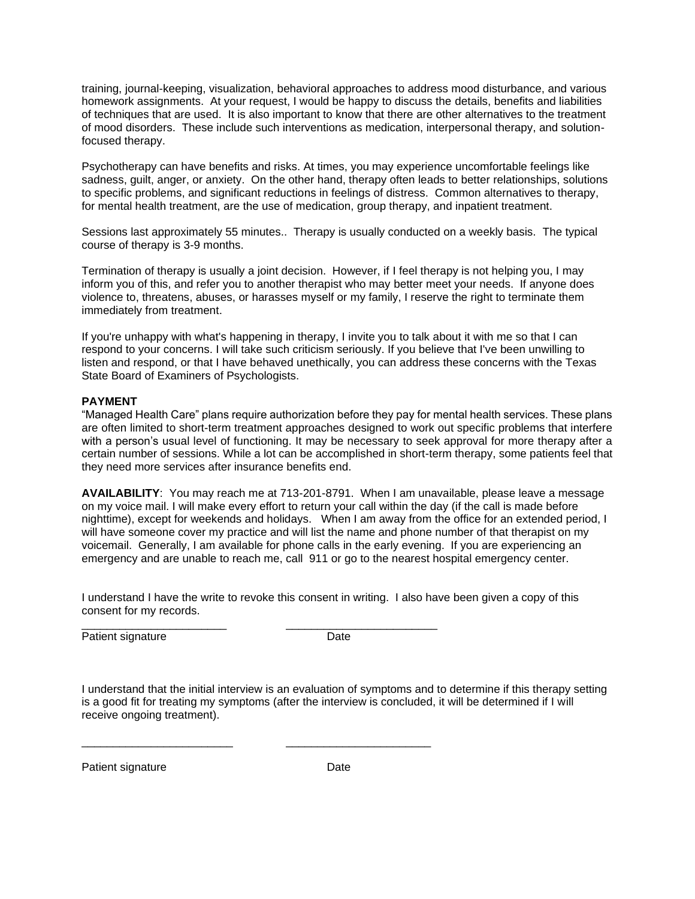training, journal-keeping, visualization, behavioral approaches to address mood disturbance, and various homework assignments. At your request, I would be happy to discuss the details, benefits and liabilities of techniques that are used. It is also important to know that there are other alternatives to the treatment of mood disorders. These include such interventions as medication, interpersonal therapy, and solution-focused therapy.

Psychotherapy can have benefits and risks. At times, you may experience uncomfortable feelings like sadness, guilt, anger, or anxiety. On the other hand, therapy often leads to better relationships, solutions to specific problems, and significant reductions in feelings of distress. Common alternatives to therapy, for mental health treatment, are the use of medication, group therapy, and inpatient treatment.

Sessions last approximately 55 minutes.. Therapy is usually conducted on a weekly basis. The typical course of therapy is 3-9 months.

Termination of therapy is usually a joint decision. However, if I feel therapy is not helping you, I may inform you of this, and refer you to another therapist who may better meet your needs. If anyone does violence to, threatens, abuses, or harasses myself or my family, I reserve the right to terminate them immediately from treatment.

If you're unhappy with what's happening in therapy, I invite you to talk about it with me so that I can respond to your concerns. I will take such criticism seriously. If you believe that I've been unwilling to listen and respond, or that I have behaved unethically, you can address these concerns with the Texas State Board of Examiners of Psychologists.

**PAYMENT**

"Managed Health Care" plans require authorization before they pay for mental health services. These plans are often limited to short-term treatment approaches designed to work out specific problems that interfere with a person's usual level of functioning. It may be necessary to seek approval for more therapy after a certain number of sessions. While a lot can be accomplished in short-term therapy, some patients feel that they need more services after insurance benefits end.

**AVAILABILITY**: You may reach me at 713-201-8791. When I am unavailable, please leave a message on my voice mail. I will make every effort to return your call within the day (if the call is made before nighttime), except for weekends and holidays. When I am away from the office for an extended period, I will have someone cover my practice and will list the name and phone number of that therapist on my voicemail. Generally, I am available for phone calls in the early evening. If you are experiencing an emergency and are unable to reach me, call 911 or go to the nearest hospital emergency center.

I understand I have the write to revoke this consent in writing. I also have been given a copy of this consent for my records.

________________________ ________________________

Patient signature Date

I understand that the initial interview is an evaluation of symptoms and to determine if this therapy setting is a good fit for treating my symptoms (after the interview is concluded, it will be determined if I will receive ongoing treatment).

________________________ ________________________

Patient signature Date